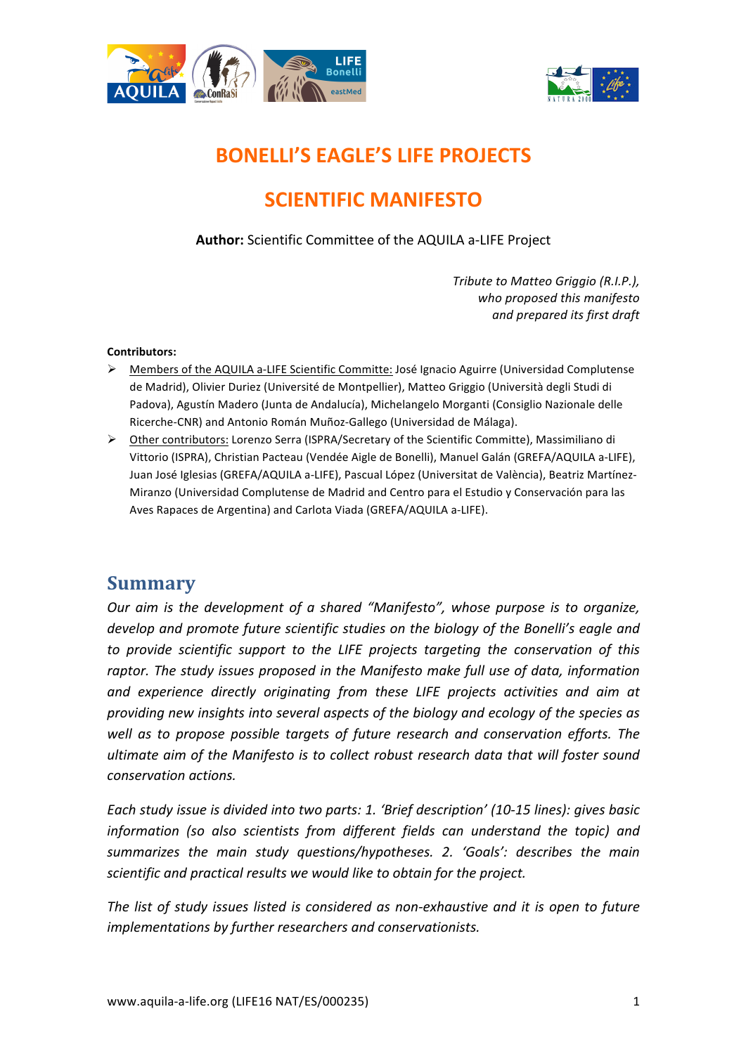# BONELLI'S EAGLE'S LIFE PROJECTS

# SCIENTIFIC MANIFESTO

**Author:** Scientific Committee of the AQUILA a-LIFE Project

*Tribute to Matteo Griggio (R.I.P.), who proposed this manifesto and prepared its first draft*

**Contributors:**

- Members of the AQUILA a-LIFE Scientific Committe: José Ignacio Aguirre (Universidad Complutense de Madrid), Olivier Duriez (Université de Montpellier), Matteo Griggio (Università degli Studi di Padova), Agustín Madero (Junta de Andalucía), Michelangelo Morganti (Consiglio Nazionale delle Ricerche-CNR) and Antonio Román Muñoz-Gallego (Universidad de Málaga).
- Other contributors: Lorenzo Serra (ISPRA/Secretary of the Scientific Committe), Massimiliano di Vittorio (ISPRA), Christian Pacteau (Vendée Aigle de Bonelli), Manuel Galán (GREFA/AQUILA a-LIFE), Juan José Iglesias (GREFA/AQUILA a-LIFE), Pascual López (Universitat de València), Beatriz Martínez-Miranzo (Universidad Complutense de Madrid and Centro para el Estudio y Conservación para las Aves Rapaces de Argentina) and Carlota Viada (GREFA/AQUILA a-LIFE).

## Summary

*Our aim is the development of a shared "Manifesto", whose purpose is to organize, develop and promote future scientific studies on the biology of the Bonelli's eagle and to provide scientific support to the LIFE projects targeting the conservation of this raptor. The study issues proposed in the Manifesto make full use of data, information and experience directly originating from these LIFE projects activities and aim at providing new insights into several aspects of the biology and ecology of the species as well as to propose possible targets of future research and conservation efforts. The ultimate aim of the Manifesto is to collect robust research data that will foster sound conservation actions.*

*Each study issue is divided into two parts: 1. 'Brief description' (10-15 lines): gives basic information (so also scientists from different fields can understand the topic) and summarizes the main study questions/hypotheses. 2. 'Goals': describes the main scientific and practical results we would like to obtain for the project.*

*The list of study issues listed is considered as non-exhaustive and it is open to future implementations by further researchers and conservationists.*

www.aquila-a-life.org (LIFE16 NAT/ES/000235)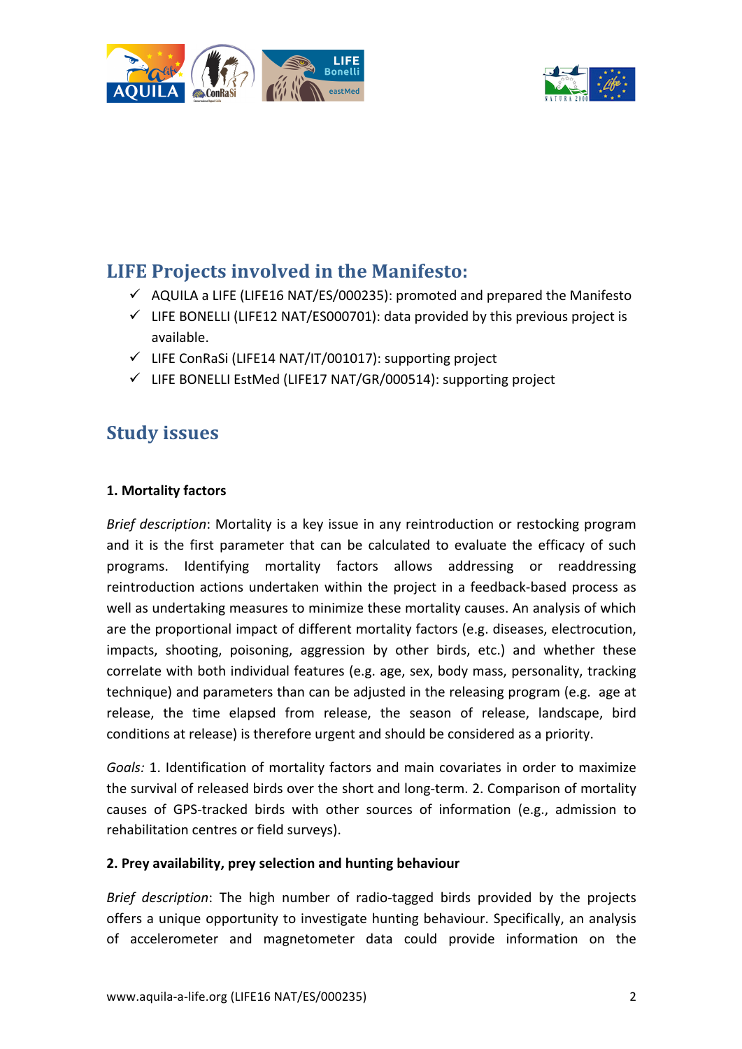## LIFE Projects involved in the Manifesto:

- ✓ AQUILA a LIFE (LIFE16 NAT/ES/000235): promoted and prepared the Manifesto
- ✓ LIFE BONELLI (LIFE12 NAT/ES000701): data provided by this previous project is available.
- ✓ LIFE ConRaSi (LIFE14 NAT/IT/001017): supporting project
- ✓ LIFE BONELLI EstMed (LIFE17 NAT/GR/000514): supporting project

## Study issues

**1. Mortality factors**

*Brief description*: Mortality is a key issue in any reintroduction or restocking program and it is the first parameter that can be calculated to evaluate the efficacy of such programs. Identifying mortality factors allows addressing or readdressing reintroduction actions undertaken within the project in a feedback-based process as well as undertaking measures to minimize these mortality causes. An analysis of which are the proportional impact of different mortality factors (e.g. diseases, electrocution, impacts, shooting, poisoning, aggression by other birds, etc.) and whether these correlate with both individual features (e.g. age, sex, body mass, personality, tracking technique) and parameters than can be adjusted in the releasing program (e.g. age at release, the time elapsed from release, the season of release, landscape, bird conditions at release) is therefore urgent and should be considered as a priority.

*Goals:* 1. Identification of mortality factors and main covariates in order to maximize the survival of released birds over the short and long-term. 2. Comparison of mortality causes of GPS-tracked birds with other sources of information (e.g., admission to rehabilitation centres or field surveys).

**2. Prey availability, prey selection and hunting behaviour**

*Brief description*: The high number of radio-tagged birds provided by the projects offers a unique opportunity to investigate hunting behaviour. Specifically, an analysis of accelerometer and magnetometer data could provide information on the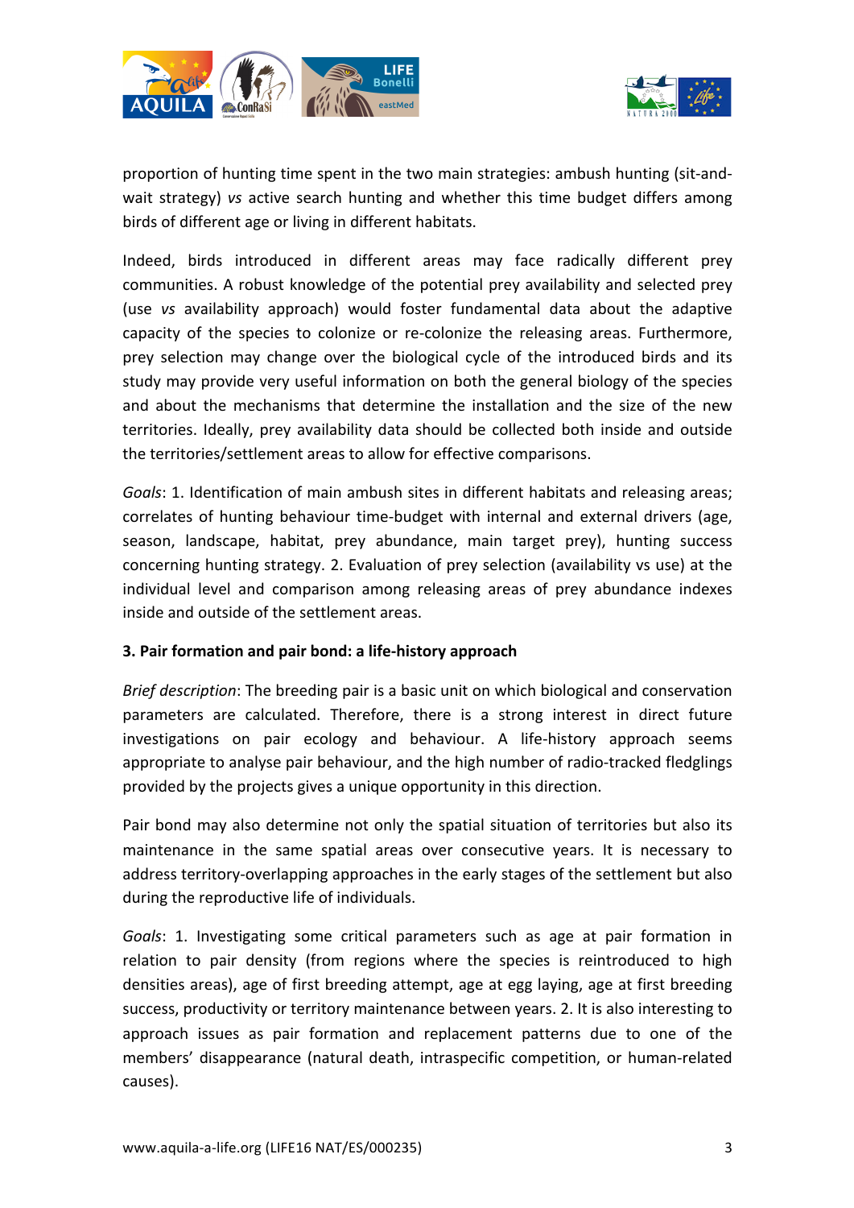proportion of hunting time spent in the two main strategies: ambush hunting (sit-and-wait strategy) *vs* active search hunting and whether this time budget differs among birds of different age or living in different habitats.

Indeed, birds introduced in different areas may face radically different prey communities. A robust knowledge of the potential prey availability and selected prey (use *vs* availability approach) would foster fundamental data about the adaptive capacity of the species to colonize or re-colonize the releasing areas. Furthermore, prey selection may change over the biological cycle of the introduced birds and its study may provide very useful information on both the general biology of the species and about the mechanisms that determine the installation and the size of the new territories. Ideally, prey availability data should be collected both inside and outside the territories/settlement areas to allow for effective comparisons.

*Goals*: 1. Identification of main ambush sites in different habitats and releasing areas; correlates of hunting behaviour time-budget with internal and external drivers (age, season, landscape, habitat, prey abundance, main target prey), hunting success concerning hunting strategy. 2. Evaluation of prey selection (availability vs use) at the individual level and comparison among releasing areas of prey abundance indexes inside and outside of the settlement areas.

**3. Pair formation and pair bond: a life-history approach**

*Brief description*: The breeding pair is a basic unit on which biological and conservation parameters are calculated. Therefore, there is a strong interest in direct future investigations on pair ecology and behaviour. A life-history approach seems appropriate to analyse pair behaviour, and the high number of radio-tracked fledglings provided by the projects gives a unique opportunity in this direction.

Pair bond may also determine not only the spatial situation of territories but also its maintenance in the same spatial areas over consecutive years. It is necessary to address territory-overlapping approaches in the early stages of the settlement but also during the reproductive life of individuals.

*Goals*: 1. Investigating some critical parameters such as age at pair formation in relation to pair density (from regions where the species is reintroduced to high densities areas), age of first breeding attempt, age at egg laying, age at first breeding success, productivity or territory maintenance between years. 2. It is also interesting to approach issues as pair formation and replacement patterns due to one of the members' disappearance (natural death, intraspecific competition, or human-related causes).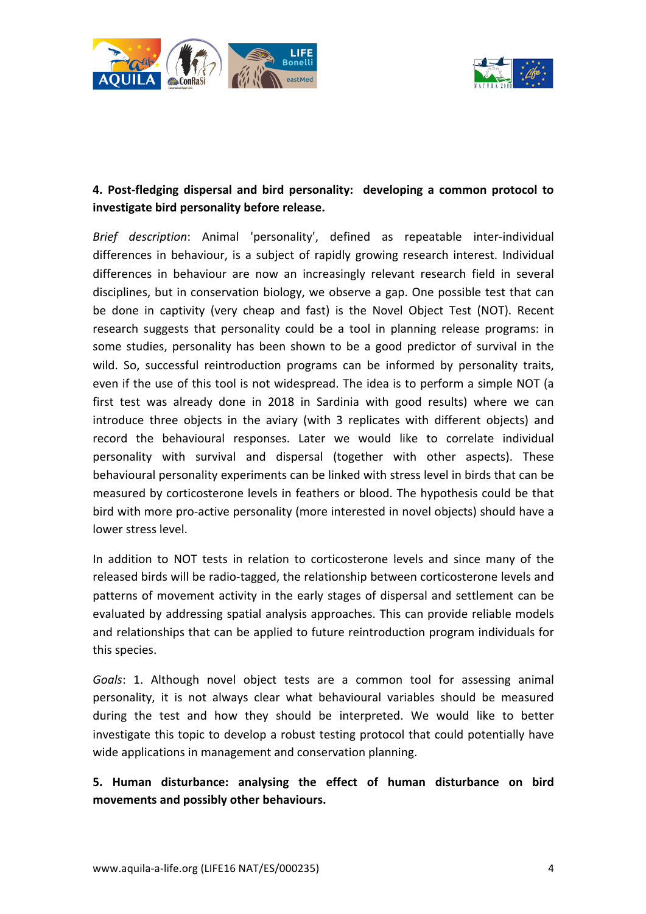**4. Post-fledging dispersal and bird personality: developing a common protocol to investigate bird personality before release.**

*Brief description*: Animal 'personality', defined as repeatable inter-individual differences in behaviour, is a subject of rapidly growing research interest. Individual differences in behaviour are now an increasingly relevant research field in several disciplines, but in conservation biology, we observe a gap. One possible test that can be done in captivity (very cheap and fast) is the Novel Object Test (NOT). Recent research suggests that personality could be a tool in planning release programs: in some studies, personality has been shown to be a good predictor of survival in the wild. So, successful reintroduction programs can be informed by personality traits, even if the use of this tool is not widespread. The idea is to perform a simple NOT (a first test was already done in 2018 in Sardinia with good results) where we can introduce three objects in the aviary (with 3 replicates with different objects) and record the behavioural responses. Later we would like to correlate individual personality with survival and dispersal (together with other aspects). These behavioural personality experiments can be linked with stress level in birds that can be measured by corticosterone levels in feathers or blood. The hypothesis could be that bird with more pro-active personality (more interested in novel objects) should have a lower stress level.

In addition to NOT tests in relation to corticosterone levels and since many of the released birds will be radio-tagged, the relationship between corticosterone levels and patterns of movement activity in the early stages of dispersal and settlement can be evaluated by addressing spatial analysis approaches. This can provide reliable models and relationships that can be applied to future reintroduction program individuals for this species.

*Goals*: 1. Although novel object tests are a common tool for assessing animal personality, it is not always clear what behavioural variables should be measured during the test and how they should be interpreted. We would like to better investigate this topic to develop a robust testing protocol that could potentially have wide applications in management and conservation planning.

**5. Human disturbance: analysing the effect of human disturbance on bird movements and possibly other behaviours.**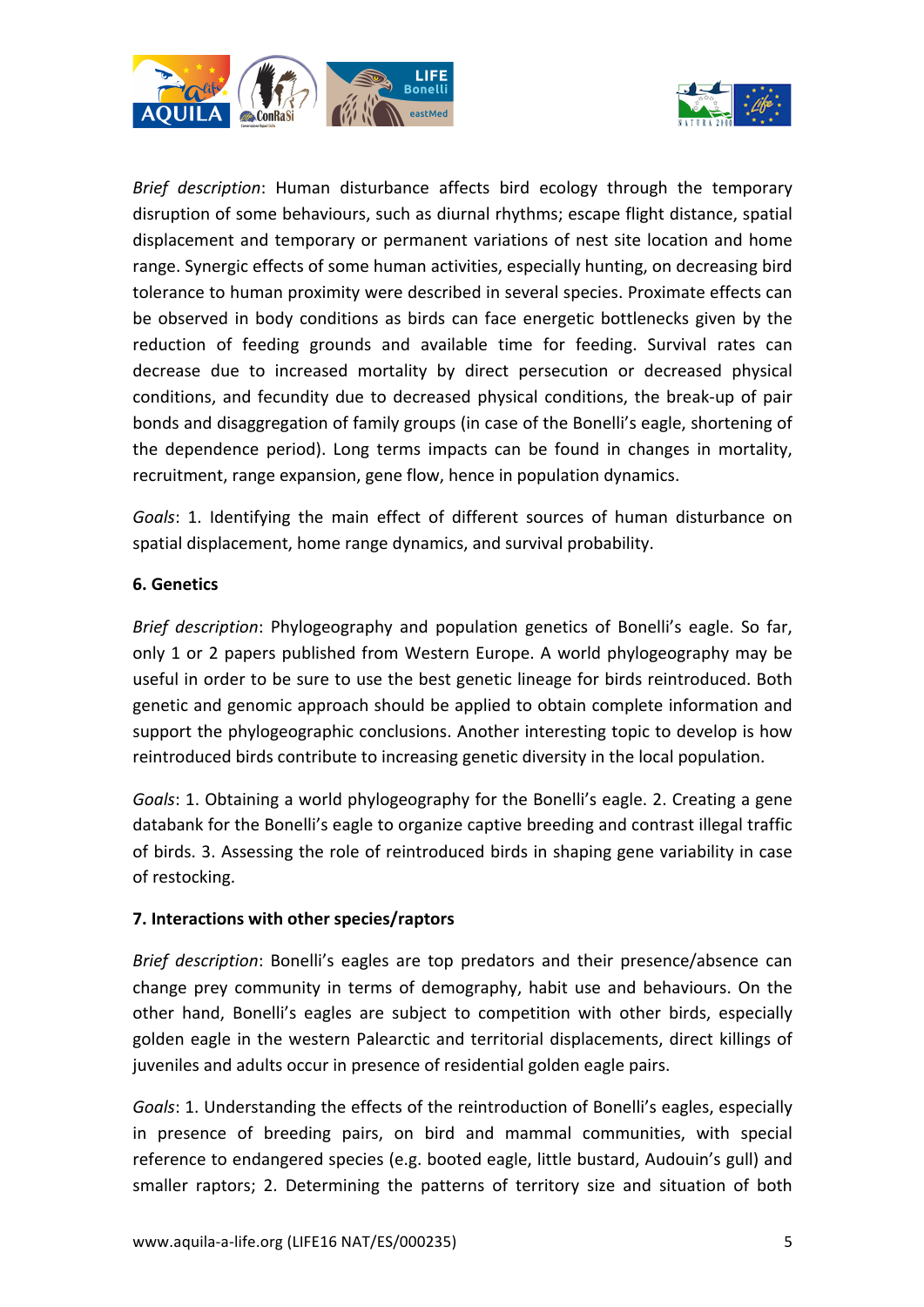*Brief description*: Human disturbance affects bird ecology through the temporary disruption of some behaviours, such as diurnal rhythms; escape flight distance, spatial displacement and temporary or permanent variations of nest site location and home range. Synergic effects of some human activities, especially hunting, on decreasing bird tolerance to human proximity were described in several species. Proximate effects can be observed in body conditions as birds can face energetic bottlenecks given by the reduction of feeding grounds and available time for feeding. Survival rates can decrease due to increased mortality by direct persecution or decreased physical conditions, and fecundity due to decreased physical conditions, the break-up of pair bonds and disaggregation of family groups (in case of the Bonelli's eagle, shortening of the dependence period). Long terms impacts can be found in changes in mortality, recruitment, range expansion, gene flow, hence in population dynamics.

*Goals*: 1. Identifying the main effect of different sources of human disturbance on spatial displacement, home range dynamics, and survival probability.

**6. Genetics**

*Brief description*: Phylogeography and population genetics of Bonelli's eagle. So far, only 1 or 2 papers published from Western Europe. A world phylogeography may be useful in order to be sure to use the best genetic lineage for birds reintroduced. Both genetic and genomic approach should be applied to obtain complete information and support the phylogeographic conclusions. Another interesting topic to develop is how reintroduced birds contribute to increasing genetic diversity in the local population.

*Goals*: 1. Obtaining a world phylogeography for the Bonelli's eagle. 2. Creating a gene databank for the Bonelli's eagle to organize captive breeding and contrast illegal traffic of birds. 3. Assessing the role of reintroduced birds in shaping gene variability in case of restocking.

**7. Interactions with other species/raptors**

*Brief description*: Bonelli's eagles are top predators and their presence/absence can change prey community in terms of demography, habit use and behaviours. On the other hand, Bonelli's eagles are subject to competition with other birds, especially golden eagle in the western Palearctic and territorial displacements, direct killings of juveniles and adults occur in presence of residential golden eagle pairs.

*Goals*: 1. Understanding the effects of the reintroduction of Bonelli's eagles, especially in presence of breeding pairs, on bird and mammal communities, with special reference to endangered species (e.g. booted eagle, little bustard, Audouin's gull) and smaller raptors; 2. Determining the patterns of territory size and situation of both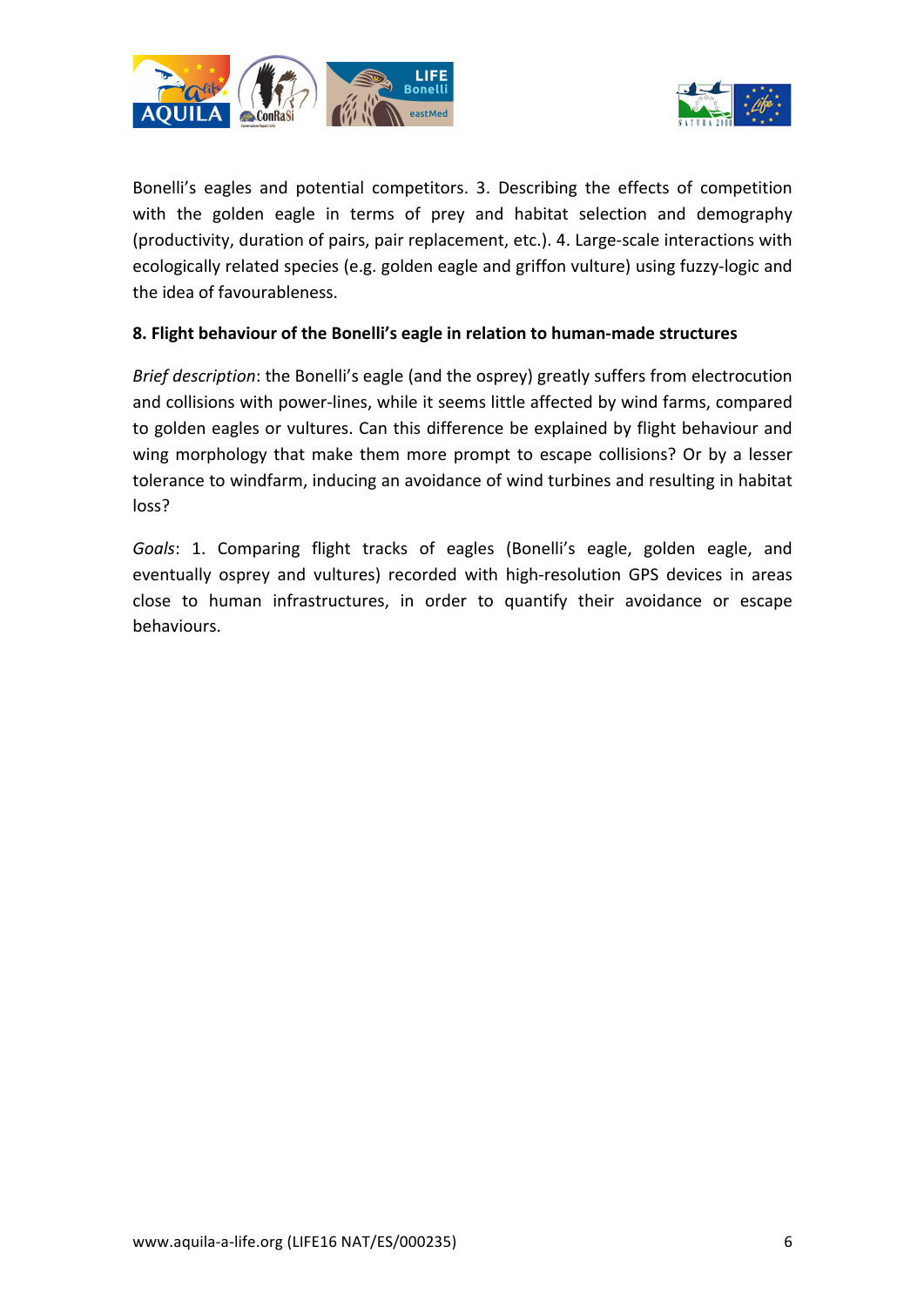Bonelli's eagles and potential competitors. 3. Describing the effects of competition with the golden eagle in terms of prey and habitat selection and demography (productivity, duration of pairs, pair replacement, etc.). 4. Large-scale interactions with ecologically related species (e.g. golden eagle and griffon vulture) using fuzzy-logic and the idea of favourableness.

**8. Flight behaviour of the Bonelli's eagle in relation to human-made structures**

*Brief description*: the Bonelli's eagle (and the osprey) greatly suffers from electrocution and collisions with power-lines, while it seems little affected by wind farms, compared to golden eagles or vultures. Can this difference be explained by flight behaviour and wing morphology that make them more prompt to escape collisions? Or by a lesser tolerance to windfarm, inducing an avoidance of wind turbines and resulting in habitat loss?

*Goals*: 1. Comparing flight tracks of eagles (Bonelli's eagle, golden eagle, and eventually osprey and vultures) recorded with high-resolution GPS devices in areas close to human infrastructures, in order to quantify their avoidance or escape behaviours.